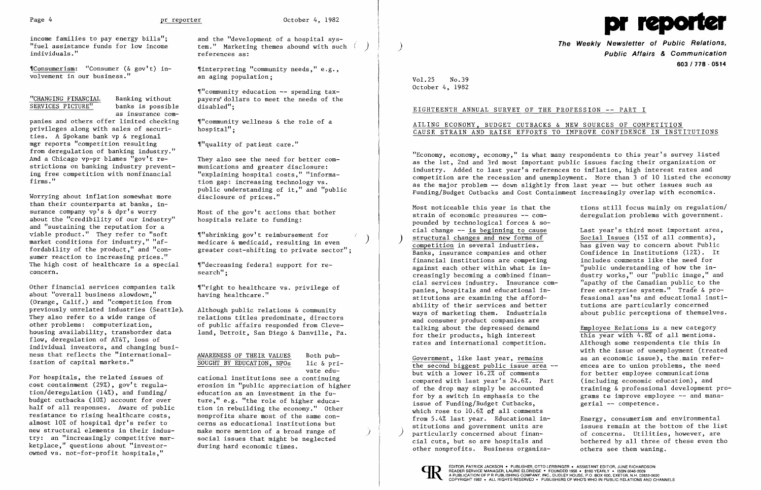income families to pay energy bills"; "fuel assistance funds for low income individuals."

¶Consumerism: "Consumer (& gov't) involvement in our business."

"CHANGING FINANCIAL SERVICES PICTURE" Banking without banks is possible as insurance companies and others offer limited checking privileges along with sales of securities. A Spokane bank vp & regional mgr reports "competition resulting from deregulation of banking industry." And a Chicago vp-pr blames "gov't restrictions on banking industry preventing free competition with nonfinancial firms."

Worrying about inflation somewhat more than their counterparts at banks, insurance company vp's & dpr's worry about the "credibility of our industry" and "sustaining the reputation for a viable product." They refer to "soft market conditions for industry," "affordability of the product," and "consumer reaction to increasing prices." The high cost of healthcare is a special concern.

Other financial services companies talk about "overall business slowdown," (Orange, Calif.) and "competition from previously unrelated industries (Seattle). They also refer to a wide range of other problems: computerization, housing availability, transborder data flow, deregulation of AT&T, loss of individual investors, and changing business that reflects the "internationalization of capital markets."

For hospitals, the related issues of cost containment (29%), gov't regulation/deregulation (14%), and funding/budget cutbacks (10%) account for over half of all responses. Aware of public resistance to rising healthcare costs, almost 10% of hospital dpr's refer to new structural elements in their industry: an "increasingly competitive marketplace," questions about "investor-owned vs. not-for-profit hospitals," and the "development of a hospital system." Marketing themes abound with such references as:

¶interpreting "community needs," e.g., an aging population;

¶"community education -- spending taxpayers' dollars to meet the needs of the disabled";

¶"community wellness & the role of a hospital";

¶"quality of patient care."

They also see the need for better communications and greater disclosure: "explaining hospital costs," "information gap: increasing technology vs. public understanding of it," and "public disclosure of prices."

Most of the gov't actions that bother hospitals relate to funding:

¶"shrinking gov't reimbursement for medicare & medicaid, resulting in even greater cost-shifting to private sector";

¶"decreasing federal support for research";

¶"right to healthcare vs. privilege of having healthcare."

Although public relations & community relations titles predominate, directors of public affairs responded from Cleveland, Detroit, San Diego & Danville, Pa.

AWARENESS OF THEIR VALUES SOUGHT BY EDUCATION, NPOs Both public & private educational institutions see a continuing erosion in "public appreciation of higher education as an investment in the future," e.g. "the role of higher education in rebuilding the economy." Other nonprofits share most of the same concerns as educational institutions but make more mention of a broad range of social issues that might be neglected during hard economic times.

# pr reporter

**The Weekly Newsletter of Public Relations, Public Affairs & Communication**
603 / 778 - 0514

Vol.25 No.39
October 4, 1982

## EIGHTEENTH ANNUAL SURVEY OF THE PROFESSION -- PART I

## AILING ECONOMY, BUDGET CUTBACKS & NEW SOURCES OF COMPETITION CAUSE STRAIN AND RAISE EFFORTS TO IMPROVE CONFIDENCE IN INSTITUTIONS

"Economy, economy, economy," is what many respondents to this year's survey listed as the 1st, 2nd and 3rd most important public issues facing their organization or industry. Added to last year's references to inflation, high interest rates and competition are the recession and unemployment. More than 3 of 10 listed the economy as the major problem -- down slightly from last year -- but other issues such as Funding/Budget Cutbacks and Cost Containment increasingly overlap with economics.

Most noticeable this year is that the strain of economic pressures -- compounded by technological forces & social change -- is beginning to cause structural changes and new forms of competition in several industries. Banks, insurance companies and other financial institutions are competing against each other within what is increasingly becoming a combined financial services industry. Insurance companies, hospitals and educational institutions are examining the affordability of their services and better ways of marketing them. Industrials and consumer product companies are talking about the depressed demand for their products, high interest rates and international competition.

Government, like last year, remains the second biggest public issue area -- but with a lower 16.2% of comments compared with last year's 24.6%. Part of the drop may simply be accounted for by a switch in emphasis to the issue of Funding/Budget Cutbacks, which rose to 10.6% of all comments from 5.4% last year. Educational institutions and government units are particularly concerned about financial cuts, but so are hospitals and other nonprofits. Business organizations still focus mainly on regulation/deregulation problems with government.

Last year's third most important area, Social Issues (15% of all comments), has given way to concern about Public Confidence in Institutions (12%). It includes comments like the need for "public understanding of how the industry works," our "public image," and "apathy of the Canadian public to the free enterprise system." Trade & professional ass'ns and educational institutions are particularly concerned about public perceptions of themselves.

Employee Relations is a new category this year with 4.8% of all mentions. Although some respondents tie this in with the issue of unemployment (treated as an economic issue), the main references are to union problems, the need for better employee communications (including economic education), and training & professional development programs to improve employee -- and managerial -- competence.

Energy, consumerism and environmental issues remain at the bottom of the list of concerns. Utilities, however, are bothered by all three of these even tho others see them waning.

EDITOR, PATRICK JACKSON • PUBLISHER, OTTO LERBINGER • ASSISTANT EDITOR, JUNE RICHARDSON
READER SERVICE MANAGER, LAURIE ELDRIDGE • FOUNDED 1958 • $100 YEARLY • ISSN 0048-2609
A PUBLICATION OF P R PUBLISHING COMPANY, INC., DUDLEY HOUSE, P.O. BOX 600, EXETER, N.H. 03833-0600
COPYRIGHT 1982 • ALL RIGHTS RESERVED • PUBLISHERS OF WHO'S WHO IN PUBLIC RELATIONS AND CHANNELS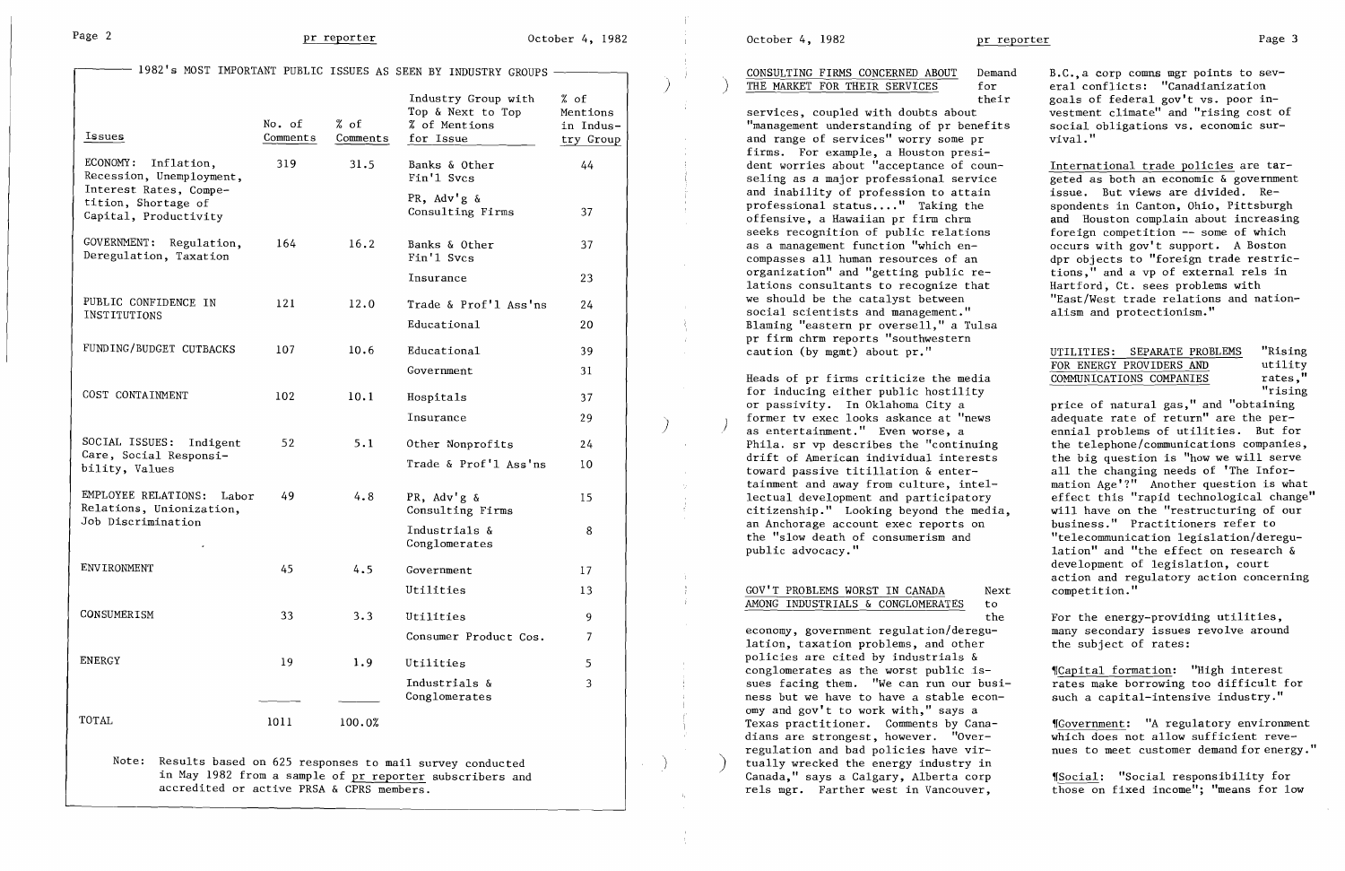## 1982's MOST IMPORTANT PUBLIC ISSUES AS SEEN BY INDUSTRY GROUPS

| Issues | No. of Comments | % of Comments | Industry Group with Top & Next to Top % of Mentions for Issue | % of Mentions in Industry Group |
|---|---|---|---|---|
| ECONOMY: Inflation, Recession, Unemployment, Interest Rates, Competition, Shortage of Capital, Productivity | 319 | 31.5 | Banks & Other Fin'l Svcs | 44 |
| | | | PR, Adv'g & Consulting Firms | 37 |
| GOVERNMENT: Regulation, Deregulation, Taxation | 164 | 16.2 | Banks & Other Fin'l Svcs | 37 |
| | | | Insurance | 23 |
| PUBLIC CONFIDENCE IN INSTITUTIONS | 121 | 12.0 | Trade & Prof'l Ass'ns | 24 |
| | | | Educational | 20 |
| FUNDING/BUDGET CUTBACKS | 107 | 10.6 | Educational | 39 |
| | | | Government | 31 |
| COST CONTAINMENT | 102 | 10.1 | Hospitals | 37 |
| | | | Insurance | 29 |
| SOCIAL ISSUES: Indigent Care, Social Responsibility, Values | 52 | 5.1 | Other Nonprofits | 24 |
| | | | Trade & Prof'l Ass'ns | 10 |
| EMPLOYEE RELATIONS: Labor Relations, Unionization, Job Discrimination | 49 | 4.8 | PR, Adv'g & Consulting Firms | 15 |
| | | | Industrials & Conglomerates | 8 |
| ENVIRONMENT | 45 | 4.5 | Government | 17 |
| | | | Utilities | 13 |
| CONSUMERISM | 33 | 3.3 | Utilities | 9 |
| | | | Consumer Product Cos. | 7 |
| ENERGY | 19 | 1.9 | Utilities | 5 |
| | | | Industrials & Conglomerates | 3 |
| TOTAL | 1011 | 100.0% | | |

Note: Results based on 625 responses to mail survey conducted in May 1982 from a sample of pr reporter subscribers and accredited or active PRSA & CPRS members.

**CONSULTING FIRMS CONCERNED ABOUT THE MARKET FOR THEIR SERVICES** Demand for their services, coupled with doubts about "management understanding of pr benefits and range of services" worry some pr firms. For example, a Houston president worries about "acceptance of counseling as a major professional service and inability of profession to attain professional status...." Taking the offensive, a Hawaiian pr firm chrm seeks recognition of public relations as a management function "which encompasses all human resources of an organization" and "getting public relations consultants to recognize that we should be the catalyst between social scientists and management." Blaming "eastern pr oversell," a Tulsa pr firm chrm reports "southwestern caution (by mgmt) about pr."

Heads of pr firms criticize the media for inducing either public hostility or passivity. In Oklahoma City a former tv exec looks askance at "news as entertainment." Even worse, a Phila. sr vp describes the "continuing drift of American individual interests toward passive titillation & entertainment and away from culture, intellectual development and participatory citizenship." Looking beyond the media, an Anchorage account exec reports on the "slow death of consumerism and public advocacy."

**GOV'T PROBLEMS WORST IN CANADA AMONG INDUSTRIALS & CONGLOMERATES** Next to the economy, government regulation/deregulation, taxation problems, and other policies are cited by industrials & conglomerates as the worst public issues facing them. "We can run our business but we have to have a stable economy and gov't to work with," says a Texas practitioner. Comments by Canadians are strongest, however. "Overregulation and bad policies have virtually wrecked the energy industry in Canada," says a Calgary, Alberta corp rels mgr. Farther west in Vancouver, B.C., a corp comns mgr points to several conflicts: "Canadianization goals of federal gov't vs. poor investment climate" and "rising cost of social obligations vs. economic survival."

International trade policies are targeted as both an economic & government issue. But views are divided. Respondents in Canton, Ohio, Pittsburgh and Houston complain about increasing foreign competition -- some of which occurs with gov't support. A Boston dpr objects to "foreign trade restrictions," and a vp of external rels in Hartford, Ct. sees problems with "East/West trade relations and nationalism and protectionism."

**UTILITIES: SEPARATE PROBLEMS FOR ENERGY PROVIDERS AND COMMUNICATIONS COMPANIES** "Rising utility rates," "rising price of natural gas," and "obtaining adequate rate of return" are the perennial problems of utilities. But for the telephone/communications companies, the big question is "how we will serve all the changing needs of 'The Information Age'?" Another question is what effect this "rapid technological change" will have on the "restructuring of our business." Practitioners refer to "telecommunication legislation/deregulation" and "the effect on research & development of legislation, court action and regulatory action concerning competition."

For the energy-providing utilities, many secondary issues revolve around the subject of rates:

¶Capital formation: "High interest rates make borrowing too difficult for such a capital-intensive industry."

¶Government: "A regulatory environment which does not allow sufficient revenues to meet customer demand for energy."

¶Social: "Social responsibility for those on fixed income"; "means for low